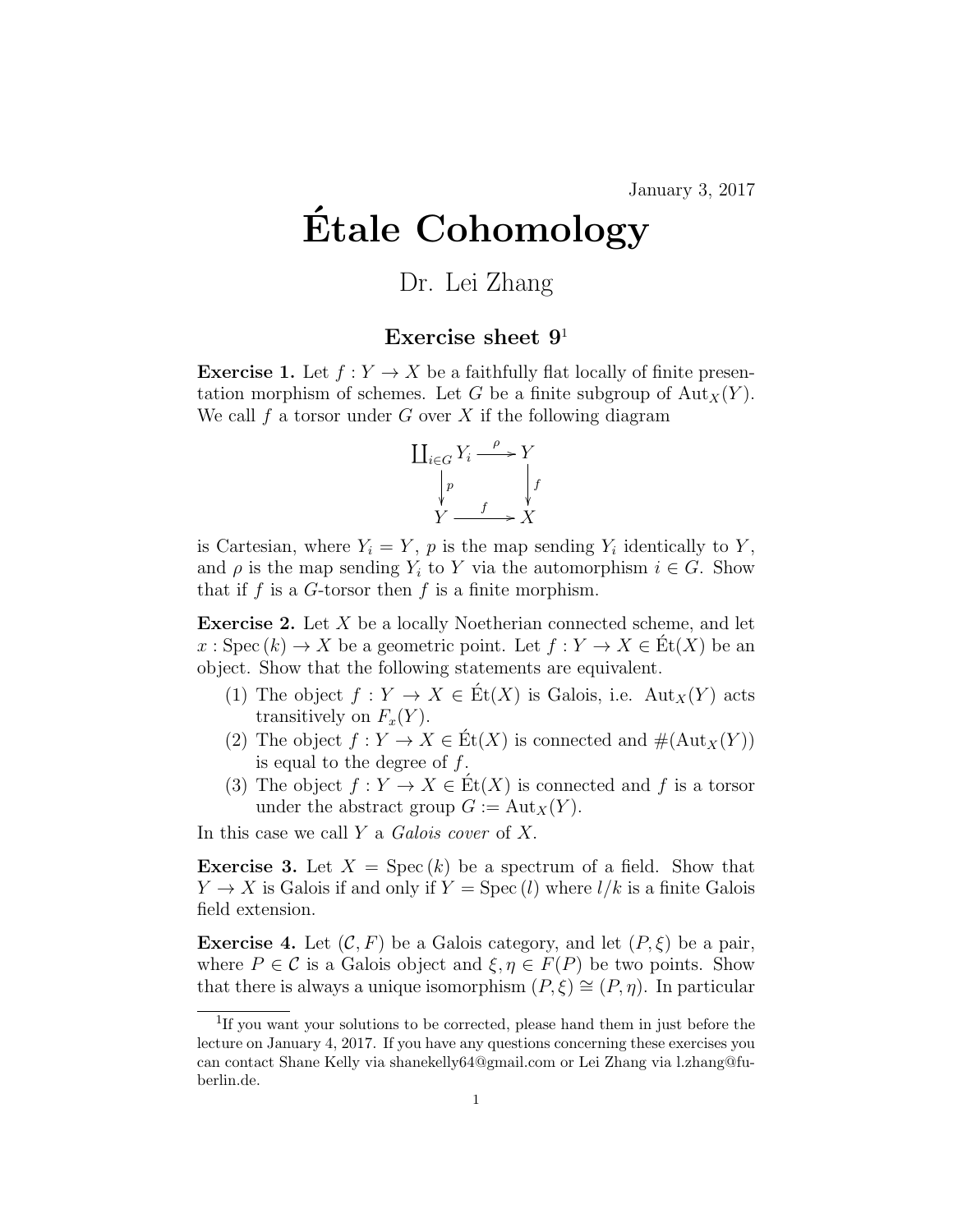January 3, 2017

# Étale Cohomology

## Dr. Lei Zhang

### Exercise sheet 9[1]

**Exercise 1.** Let $f : Y \to X$ be a faithfully flat locally of finite presentation morphism of schemes. Let $G$ be a finite subgroup of $\mathrm{Aut}_X(Y)$. We call $f$ a torsor under $G$ over $X$ if the following diagram

$$\begin{array}{ccc} \coprod_{i \in G} Y_i & \xrightarrow{\rho} & Y \\ \downarrow{\scriptstyle p} & & \downarrow{\scriptstyle f} \\ Y & \xrightarrow{f} & X \end{array}$$

is Cartesian, where $Y_i = Y$, $p$ is the map sending $Y_i$ identically to $Y$, and $\rho$ is the map sending $Y_i$ to $Y$ via the automorphism $i \in G$. Show that if $f$ is a $G$-torsor then $f$ is a finite morphism.

**Exercise 2.** Let $X$ be a locally Noetherian connected scheme, and let $x : \mathrm{Spec}\,(k) \to X$ be a geometric point. Let $f : Y \to X \in \mathrm{\acute{E}t}(X)$ be an object. Show that the following statements are equivalent.

(1) The object $f : Y \to X \in \mathrm{\acute{E}t}(X)$ is Galois, i.e. $\mathrm{Aut}_X(Y)$ acts transitively on $F_x(Y)$.

(2) The object $f : Y \to X \in \mathrm{\acute{E}t}(X)$ is connected and $\#(\mathrm{Aut}_X(Y))$ is equal to the degree of $f$.

(3) The object $f : Y \to X \in \mathrm{\acute{E}t}(X)$ is connected and $f$ is a torsor under the abstract group $G := \mathrm{Aut}_X(Y)$.

In this case we call $Y$ a *Galois cover* of $X$.

**Exercise 3.** Let $X = \mathrm{Spec}\,(k)$ be a spectrum of a field. Show that $Y \to X$ is Galois if and only if $Y = \mathrm{Spec}\,(l)$ where $l/k$ is a finite Galois field extension.

**Exercise 4.** Let $(\mathcal{C}, F)$ be a Galois category, and let $(P, \xi)$ be a pair, where $P \in \mathcal{C}$ is a Galois object and $\xi, \eta \in F(P)$ be two points. Show that there is always a unique isomorphism $(P, \xi) \cong (P, \eta)$. In particular

---

[1] If you want your solutions to be corrected, please hand them in just before the lecture on January 4, 2017. If you have any questions concerning these exercises you can contact Shane Kelly via shanekelly64@gmail.com or Lei Zhang via l.zhang@fu-berlin.de.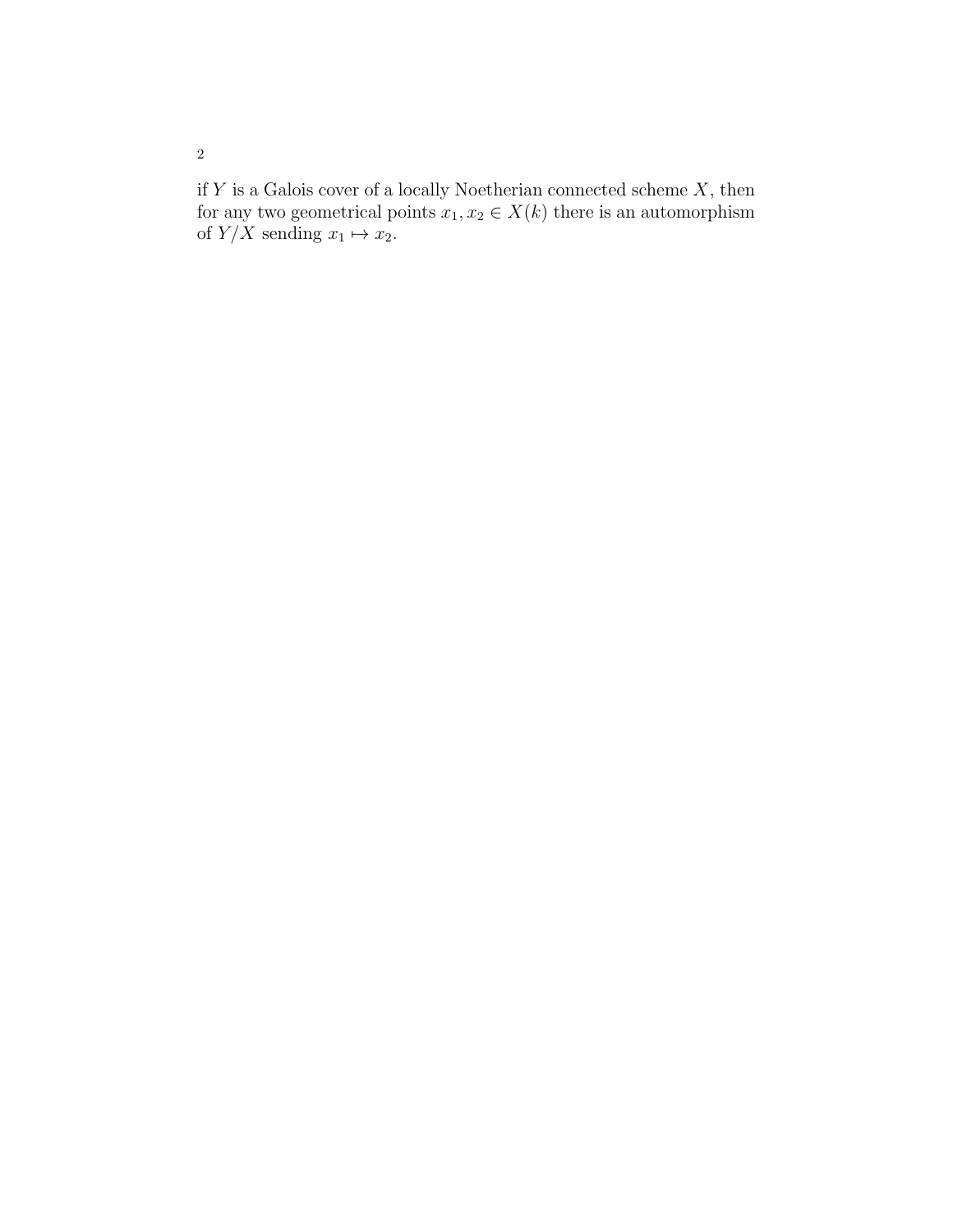if $Y$ is a Galois cover of a locally Noetherian connected scheme $X$, then for any two geometrical points $x_1, x_2 \in X(k)$ there is an automorphism of $Y/X$ sending $x_1 \mapsto x_2$.